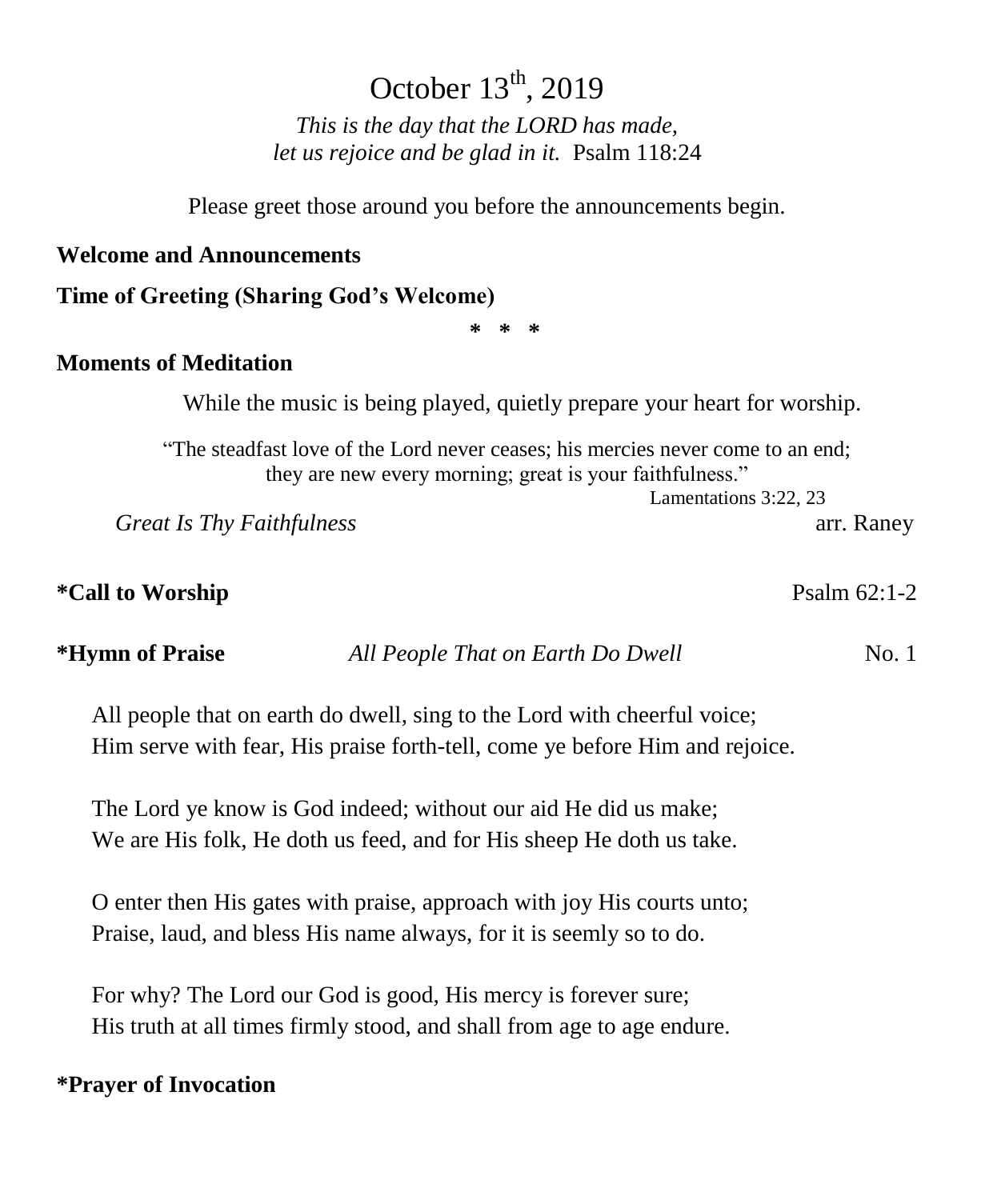# October 13th, 2019

*This is the day that the LORD has made,*
*let us rejoice and be glad in it.* Psalm 118:24

Please greet those around you before the announcements begin.

**Welcome and Announcements**

**Time of Greeting (Sharing God's Welcome)**

\* \* \*

**Moments of Meditation**

While the music is being played, quietly prepare your heart for worship.

"The steadfast love of the Lord never ceases; his mercies never come to an end;
they are new every morning; great is your faithfulness."
Lamentations 3:22, 23

*Great Is Thy Faithfulness* arr. Raney

**\*Call to Worship** Psalm 62:1-2

**\*Hymn of Praise** *All People That on Earth Do Dwell* No. 1

All people that on earth do dwell, sing to the Lord with cheerful voice;
Him serve with fear, His praise forth-tell, come ye before Him and rejoice.

The Lord ye know is God indeed; without our aid He did us make;
We are His folk, He doth us feed, and for His sheep He doth us take.

O enter then His gates with praise, approach with joy His courts unto;
Praise, laud, and bless His name always, for it is seemly so to do.

For why? The Lord our God is good, His mercy is forever sure;
His truth at all times firmly stood, and shall from age to age endure.

**\*Prayer of Invocation**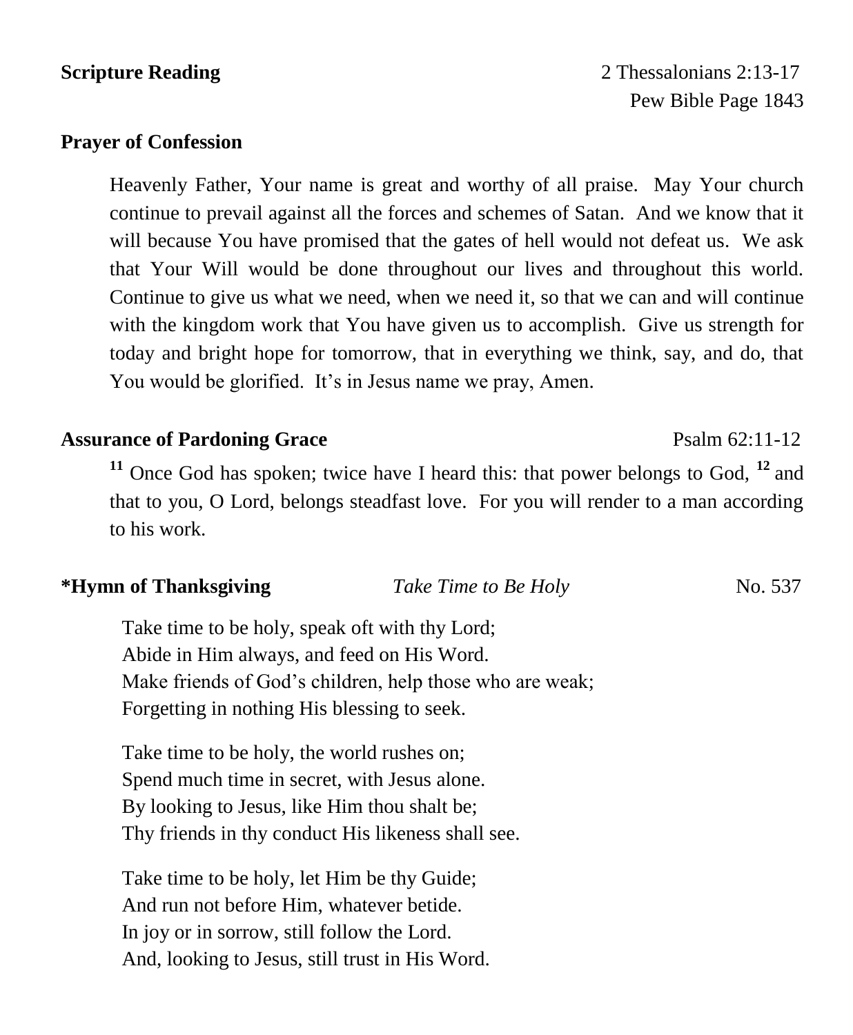**Scripture Reading** 2 Thessalonians 2:13-17
Pew Bible Page 1843

**Prayer of Confession**

Heavenly Father, Your name is great and worthy of all praise. May Your church continue to prevail against all the forces and schemes of Satan. And we know that it will because You have promised that the gates of hell would not defeat us. We ask that Your Will would be done throughout our lives and throughout this world. Continue to give us what we need, when we need it, so that we can and will continue with the kingdom work that You have given us to accomplish. Give us strength for today and bright hope for tomorrow, that in everything we think, say, and do, that You would be glorified. It's in Jesus name we pray, Amen.

**Assurance of Pardoning Grace** Psalm 62:11-12

**11** Once God has spoken; twice have I heard this: that power belongs to God, **12** and that to you, O Lord, belongs steadfast love. For you will render to a man according to his work.

**\*Hymn of Thanksgiving** *Take Time to Be Holy* No. 537

Take time to be holy, speak oft with thy Lord;
Abide in Him always, and feed on His Word.
Make friends of God's children, help those who are weak;
Forgetting in nothing His blessing to seek.

Take time to be holy, the world rushes on;
Spend much time in secret, with Jesus alone.
By looking to Jesus, like Him thou shalt be;
Thy friends in thy conduct His likeness shall see.

Take time to be holy, let Him be thy Guide;
And run not before Him, whatever betide.
In joy or in sorrow, still follow the Lord.
And, looking to Jesus, still trust in His Word.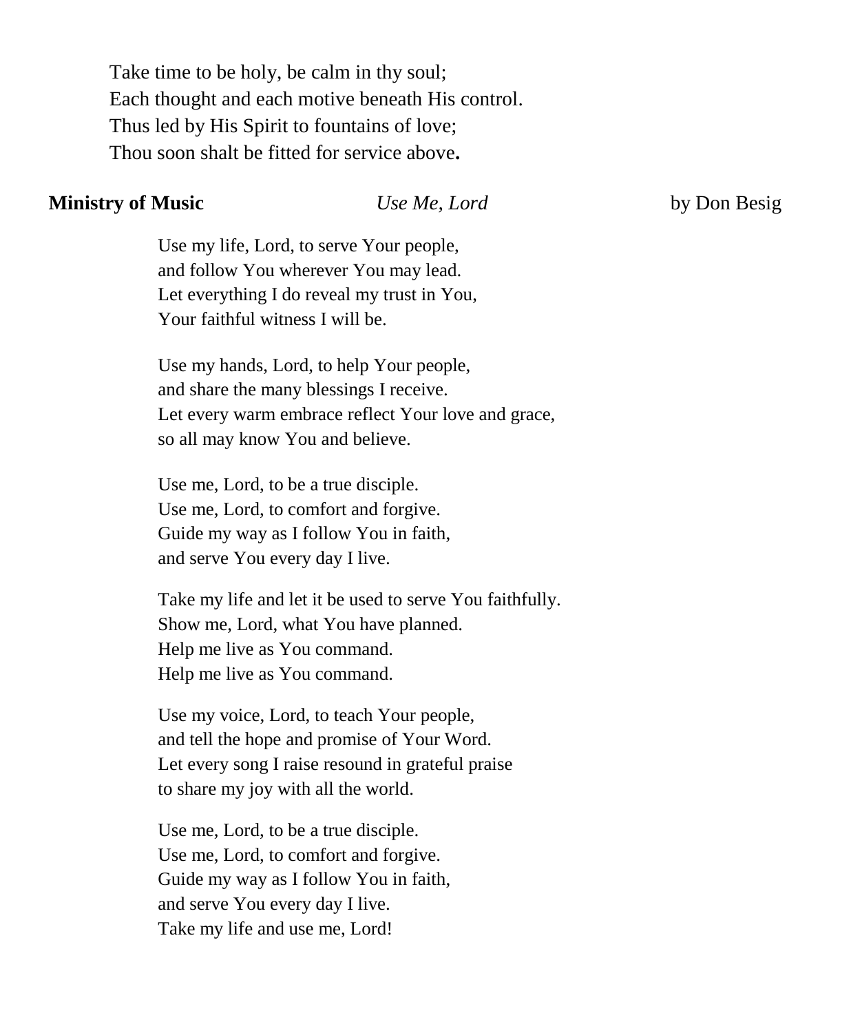Take time to be holy, be calm in thy soul;
Each thought and each motive beneath His control.
Thus led by His Spirit to fountains of love;
Thou soon shalt be fitted for service above**.**

**Ministry of Music** *Use Me, Lord* by Don Besig

Use my life, Lord, to serve Your people,
and follow You wherever You may lead.
Let everything I do reveal my trust in You,
Your faithful witness I will be.

Use my hands, Lord, to help Your people,
and share the many blessings I receive.
Let every warm embrace reflect Your love and grace,
so all may know You and believe.

Use me, Lord, to be a true disciple.
Use me, Lord, to comfort and forgive.
Guide my way as I follow You in faith,
and serve You every day I live.

Take my life and let it be used to serve You faithfully.
Show me, Lord, what You have planned.
Help me live as You command.
Help me live as You command.

Use my voice, Lord, to teach Your people,
and tell the hope and promise of Your Word.
Let every song I raise resound in grateful praise
to share my joy with all the world.

Use me, Lord, to be a true disciple.
Use me, Lord, to comfort and forgive.
Guide my way as I follow You in faith,
and serve You every day I live.
Take my life and use me, Lord!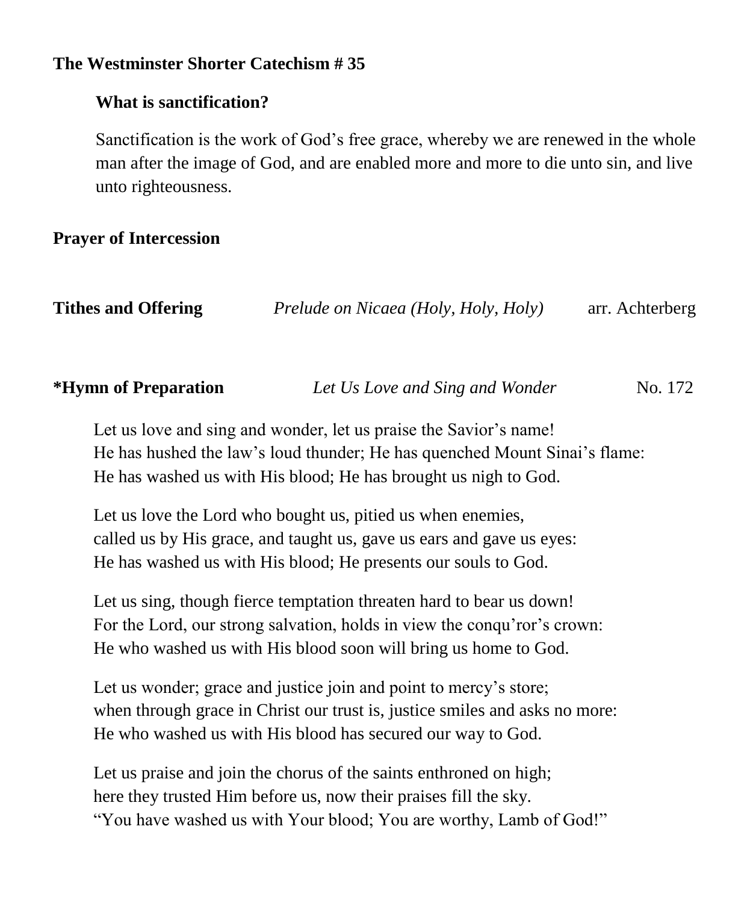**The Westminster Shorter Catechism # 35**

**What is sanctification?**

Sanctification is the work of God's free grace, whereby we are renewed in the whole man after the image of God, and are enabled more and more to die unto sin, and live unto righteousness.

**Prayer of Intercession**

**Tithes and Offering** *Prelude on Nicaea (Holy, Holy, Holy)* arr. Achterberg

***Hymn of Preparation** *Let Us Love and Sing and Wonder* No. 172

Let us love and sing and wonder, let us praise the Savior's name!
He has hushed the law's loud thunder; He has quenched Mount Sinai's flame:
He has washed us with His blood; He has brought us nigh to God.

Let us love the Lord who bought us, pitied us when enemies,
called us by His grace, and taught us, gave us ears and gave us eyes:
He has washed us with His blood; He presents our souls to God.

Let us sing, though fierce temptation threaten hard to bear us down!
For the Lord, our strong salvation, holds in view the conqu'ror's crown:
He who washed us with His blood soon will bring us home to God.

Let us wonder; grace and justice join and point to mercy's store;
when through grace in Christ our trust is, justice smiles and asks no more:
He who washed us with His blood has secured our way to God.

Let us praise and join the chorus of the saints enthroned on high;
here they trusted Him before us, now their praises fill the sky.
"You have washed us with Your blood; You are worthy, Lamb of God!"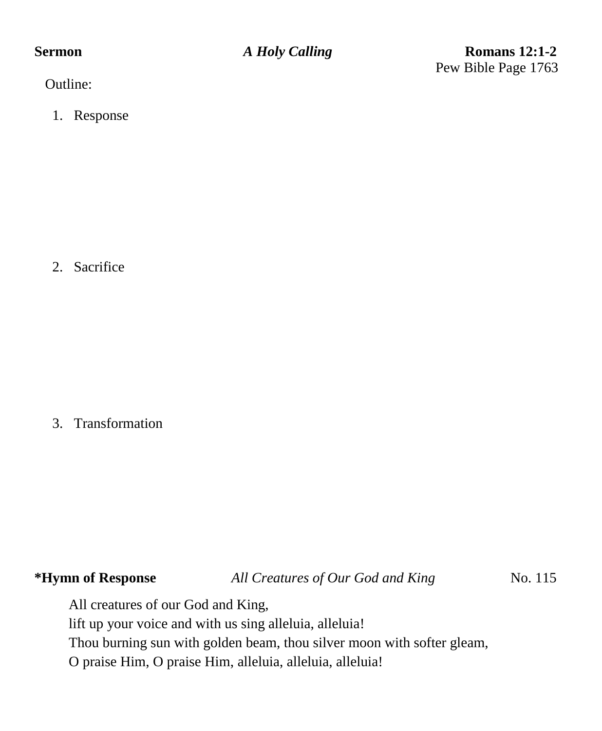**Sermon** ***A Holy Calling*** **Romans 12:1-2**
Pew Bible Page 1763

Outline:

1. Response

2. Sacrifice

3. Transformation

**\*Hymn of Response** *All Creatures of Our God and King* No. 115

All creatures of our God and King,
lift up your voice and with us sing alleluia, alleluia!
Thou burning sun with golden beam, thou silver moon with softer gleam,
O praise Him, O praise Him, alleluia, alleluia, alleluia!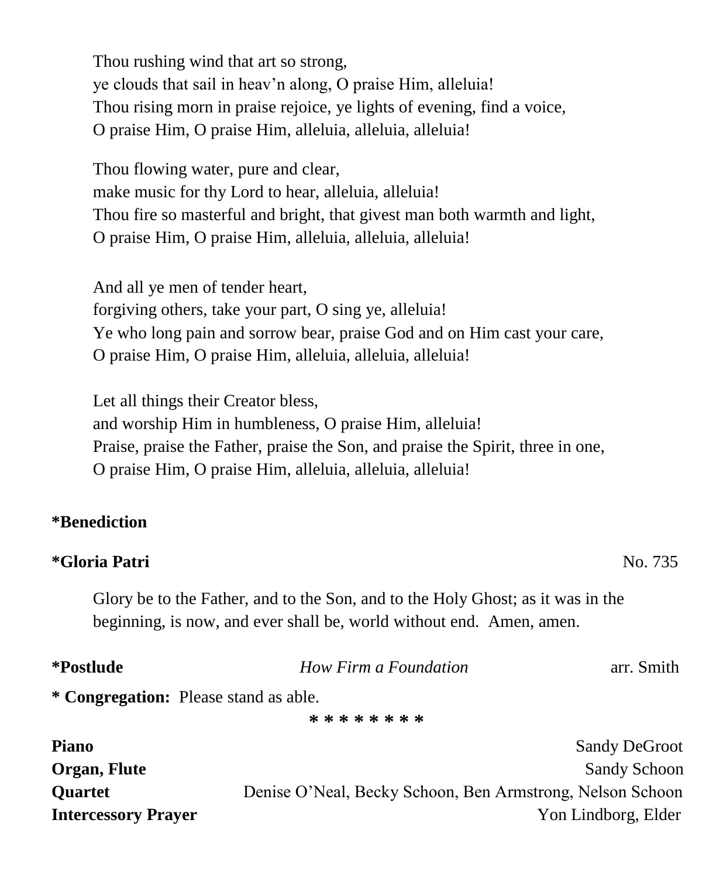Thou rushing wind that art so strong,
ye clouds that sail in heav'n along, O praise Him, alleluia!
Thou rising morn in praise rejoice, ye lights of evening, find a voice,
O praise Him, O praise Him, alleluia, alleluia, alleluia!

Thou flowing water, pure and clear,
make music for thy Lord to hear, alleluia, alleluia!
Thou fire so masterful and bright, that givest man both warmth and light,
O praise Him, O praise Him, alleluia, alleluia, alleluia!

And all ye men of tender heart,
forgiving others, take your part, O sing ye, alleluia!
Ye who long pain and sorrow bear, praise God and on Him cast your care,
O praise Him, O praise Him, alleluia, alleluia, alleluia!

Let all things their Creator bless,
and worship Him in humbleness, O praise Him, alleluia!
Praise, praise the Father, praise the Son, and praise the Spirit, three in one,
O praise Him, O praise Him, alleluia, alleluia, alleluia!

**\*Benediction**

**\*Gloria Patri** No. 735

Glory be to the Father, and to the Son, and to the Holy Ghost; as it was in the beginning, is now, and ever shall be, world without end. Amen, amen.

**\*Postlude** *How Firm a Foundation* arr. Smith

**\* Congregation:** Please stand as able.

\* \* \* \* \* \* \* \*

**Piano** Sandy DeGroot
**Organ, Flute** Sandy Schoon
**Quartet** Denise O'Neal, Becky Schoon, Ben Armstrong, Nelson Schoon
**Intercessory Prayer** Yon Lindborg, Elder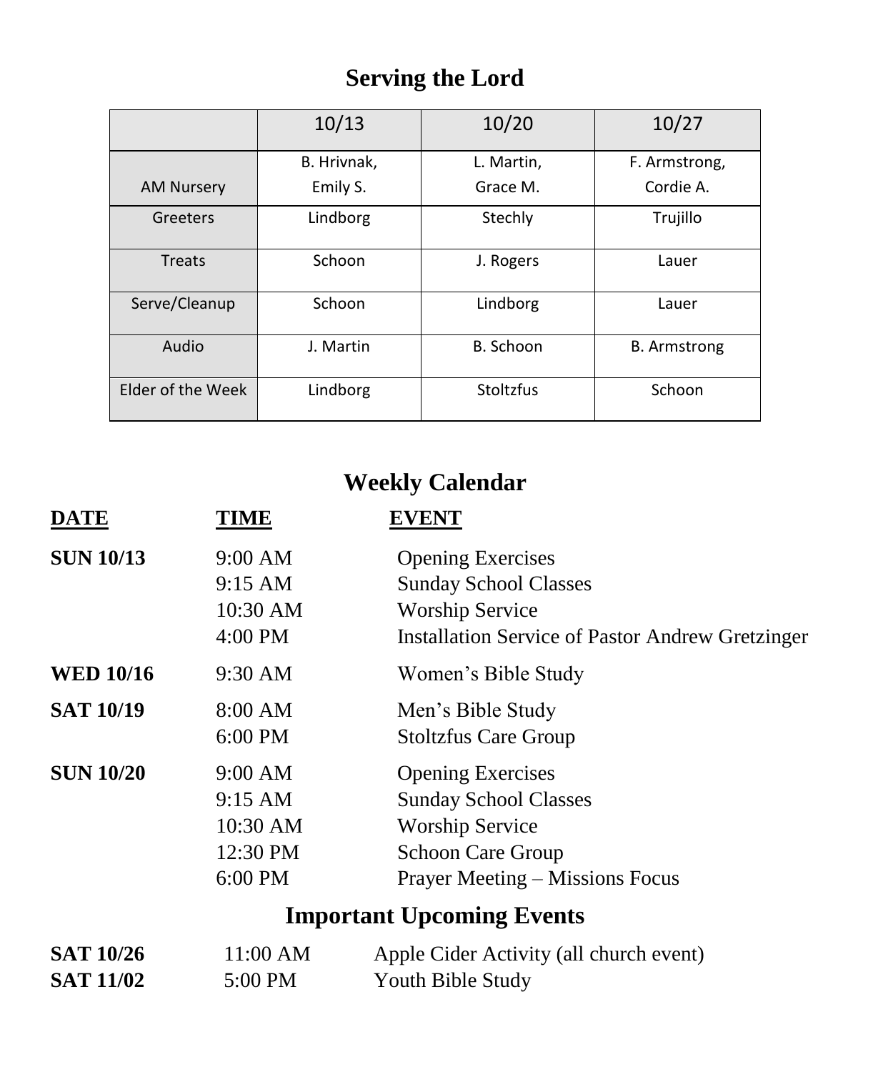# Serving the Lord

| | 10/13 | 10/20 | 10/27 |
|---|---|---|---|
| AM Nursery | B. Hrivnak, Emily S. | L. Martin, Grace M. | F. Armstrong, Cordie A. |
| Greeters | Lindborg | Stechly | Trujillo |
| Treats | Schoon | J. Rogers | Lauer |
| Serve/Cleanup | Schoon | Lindborg | Lauer |
| Audio | J. Martin | B. Schoon | B. Armstrong |
| Elder of the Week | Lindborg | Stoltzfus | Schoon |

# Weekly Calendar

| DATE | TIME | EVENT |
|---|---|---|
| **SUN 10/13** | 9:00 AM | Opening Exercises |
| | 9:15 AM | Sunday School Classes |
| | 10:30 AM | Worship Service |
| | 4:00 PM | Installation Service of Pastor Andrew Gretzinger |
| **WED 10/16** | 9:30 AM | Women's Bible Study |
| **SAT 10/19** | 8:00 AM | Men's Bible Study |
| | 6:00 PM | Stoltzfus Care Group |
| **SUN 10/20** | 9:00 AM | Opening Exercises |
| | 9:15 AM | Sunday School Classes |
| | 10:30 AM | Worship Service |
| | 12:30 PM | Schoon Care Group |
| | 6:00 PM | Prayer Meeting – Missions Focus |

# Important Upcoming Events

| | | |
|---|---|---|
| **SAT 10/26** | 11:00 AM | Apple Cider Activity (all church event) |
| **SAT 11/02** | 5:00 PM | Youth Bible Study |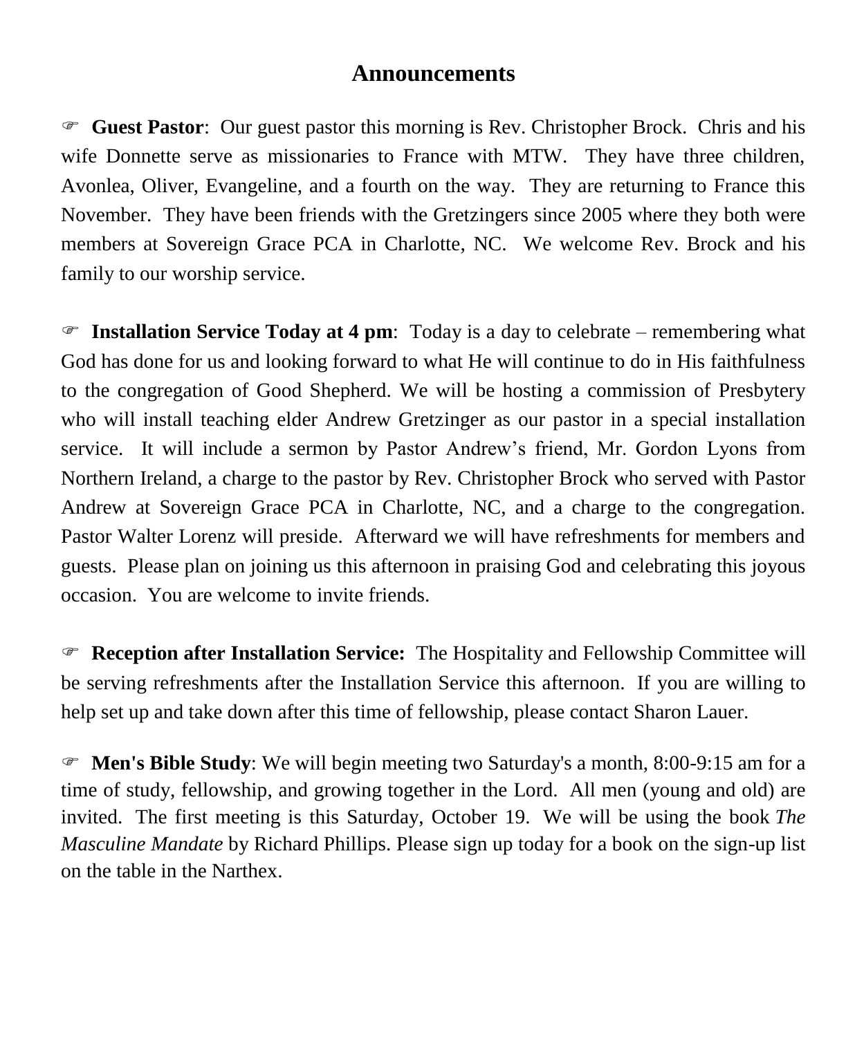## Announcements

☞ **Guest Pastor**: Our guest pastor this morning is Rev. Christopher Brock. Chris and his wife Donnette serve as missionaries to France with MTW. They have three children, Avonlea, Oliver, Evangeline, and a fourth on the way. They are returning to France this November. They have been friends with the Gretzingers since 2005 where they both were members at Sovereign Grace PCA in Charlotte, NC. We welcome Rev. Brock and his family to our worship service.

☞ **Installation Service Today at 4 pm**: Today is a day to celebrate – remembering what God has done for us and looking forward to what He will continue to do in His faithfulness to the congregation of Good Shepherd. We will be hosting a commission of Presbytery who will install teaching elder Andrew Gretzinger as our pastor in a special installation service. It will include a sermon by Pastor Andrew's friend, Mr. Gordon Lyons from Northern Ireland, a charge to the pastor by Rev. Christopher Brock who served with Pastor Andrew at Sovereign Grace PCA in Charlotte, NC, and a charge to the congregation. Pastor Walter Lorenz will preside. Afterward we will have refreshments for members and guests. Please plan on joining us this afternoon in praising God and celebrating this joyous occasion. You are welcome to invite friends.

☞ **Reception after Installation Service:** The Hospitality and Fellowship Committee will be serving refreshments after the Installation Service this afternoon. If you are willing to help set up and take down after this time of fellowship, please contact Sharon Lauer.

☞ **Men's Bible Study**: We will begin meeting two Saturday's a month, 8:00-9:15 am for a time of study, fellowship, and growing together in the Lord. All men (young and old) are invited. The first meeting is this Saturday, October 19. We will be using the book *The Masculine Mandate* by Richard Phillips. Please sign up today for a book on the sign-up list on the table in the Narthex.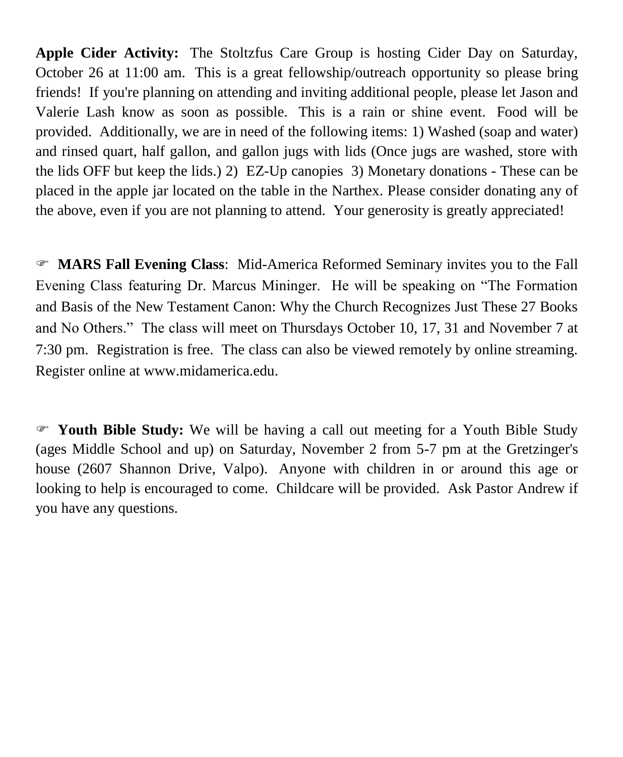**Apple Cider Activity:** The Stoltzfus Care Group is hosting Cider Day on Saturday, October 26 at 11:00 am. This is a great fellowship/outreach opportunity so please bring friends! If you're planning on attending and inviting additional people, please let Jason and Valerie Lash know as soon as possible. This is a rain or shine event. Food will be provided. Additionally, we are in need of the following items: 1) Washed (soap and water) and rinsed quart, half gallon, and gallon jugs with lids (Once jugs are washed, store with the lids OFF but keep the lids.) 2) EZ-Up canopies 3) Monetary donations - These can be placed in the apple jar located on the table in the Narthex. Please consider donating any of the above, even if you are not planning to attend. Your generosity is greatly appreciated!

☞ **MARS Fall Evening Class**: Mid-America Reformed Seminary invites you to the Fall Evening Class featuring Dr. Marcus Mininger. He will be speaking on "The Formation and Basis of the New Testament Canon: Why the Church Recognizes Just These 27 Books and No Others." The class will meet on Thursdays October 10, 17, 31 and November 7 at 7:30 pm. Registration is free. The class can also be viewed remotely by online streaming. Register online at www.midamerica.edu.

☞ **Youth Bible Study:** We will be having a call out meeting for a Youth Bible Study (ages Middle School and up) on Saturday, November 2 from 5-7 pm at the Gretzinger's house (2607 Shannon Drive, Valpo). Anyone with children in or around this age or looking to help is encouraged to come. Childcare will be provided. Ask Pastor Andrew if you have any questions.